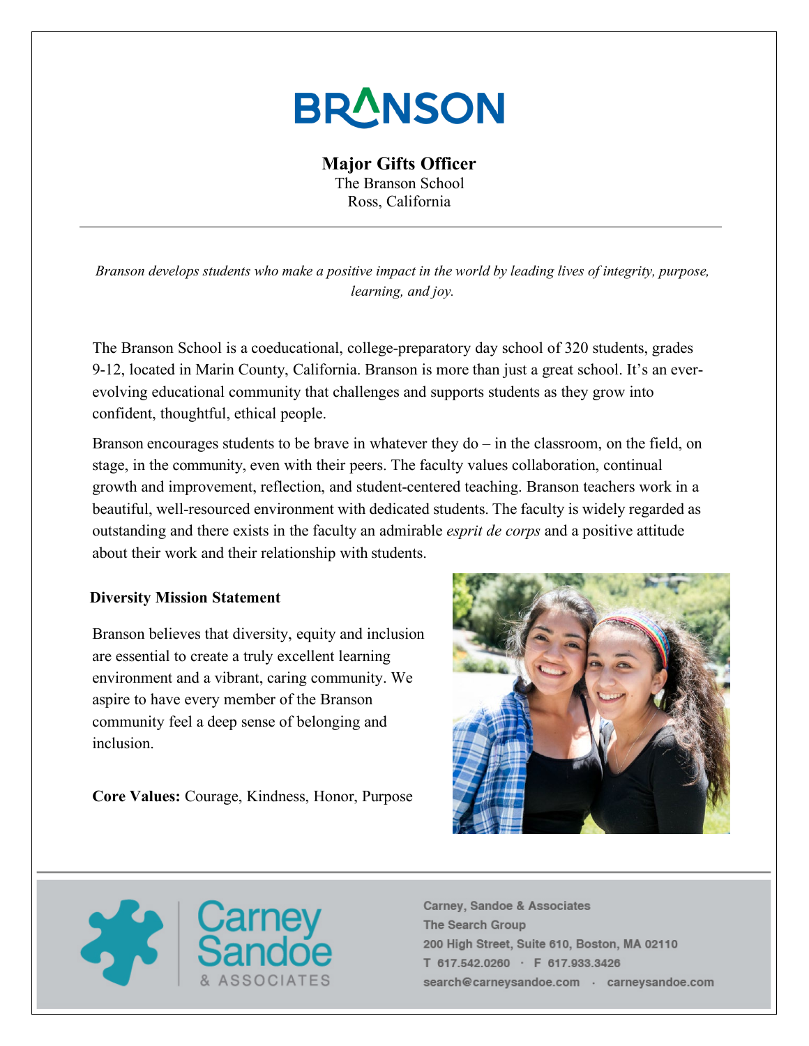# BRANSON

**Major Gifts Officer**
The Branson School
Ross, California

---

*Branson develops students who make a positive impact in the world by leading lives of integrity, purpose, learning, and joy.*

The Branson School is a coeducational, college-preparatory day school of 320 students, grades 9-12, located in Marin County, California. Branson is more than just a great school. It's an ever-evolving educational community that challenges and supports students as they grow into confident, thoughtful, ethical people.

Branson encourages students to be brave in whatever they do – in the classroom, on the field, on stage, in the community, even with their peers. The faculty values collaboration, continual growth and improvement, reflection, and student-centered teaching. Branson teachers work in a beautiful, well-resourced environment with dedicated students. The faculty is widely regarded as outstanding and there exists in the faculty an admirable *esprit de corps* and a positive attitude about their work and their relationship with students.

**Diversity Mission Statement**

Branson believes that diversity, equity and inclusion are essential to create a truly excellent learning environment and a vibrant, caring community. We aspire to have every member of the Branson community feel a deep sense of belonging and inclusion.

**Core Values:** Courage, Kindness, Honor, Purpose

Carney Sandoe & Associates

Carney, Sandoe & Associates
The Search Group
200 High Street, Suite 610, Boston, MA 02110
T 617.542.0260 · F 617.933.3426
search@carneysandoe.com · carneysandoe.com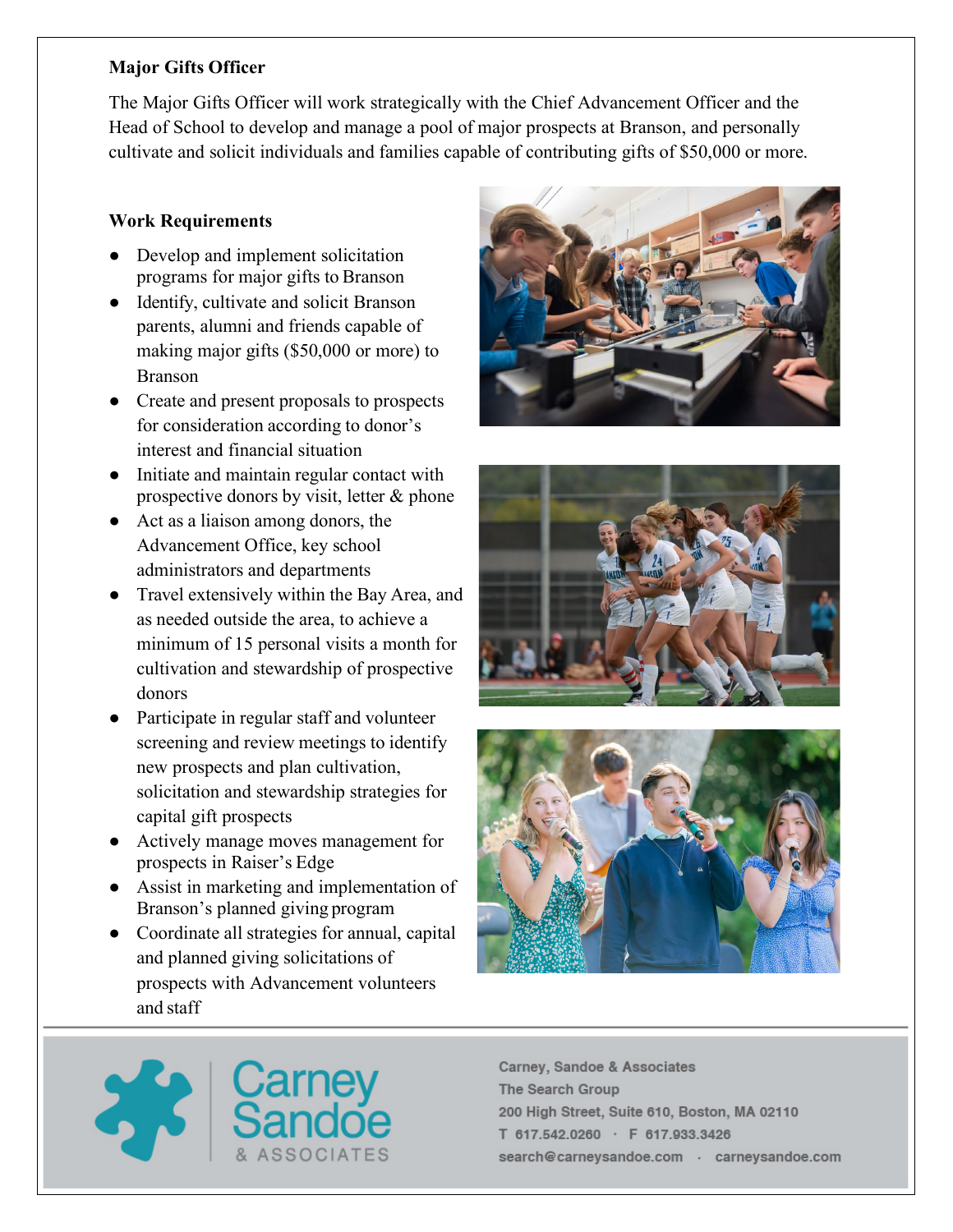**Major Gifts Officer**

The Major Gifts Officer will work strategically with the Chief Advancement Officer and the Head of School to develop and manage a pool of major prospects at Branson, and personally cultivate and solicit individuals and families capable of contributing gifts of $50,000 or more.

**Work Requirements**

- Develop and implement solicitation programs for major gifts to Branson
- Identify, cultivate and solicit Branson parents, alumni and friends capable of making major gifts ($50,000 or more) to Branson
- Create and present proposals to prospects for consideration according to donor's interest and financial situation
- Initiate and maintain regular contact with prospective donors by visit, letter & phone
- Act as a liaison among donors, the Advancement Office, key school administrators and departments
- Travel extensively within the Bay Area, and as needed outside the area, to achieve a minimum of 15 personal visits a month for cultivation and stewardship of prospective donors
- Participate in regular staff and volunteer screening and review meetings to identify new prospects and plan cultivation, solicitation and stewardship strategies for capital gift prospects
- Actively manage moves management for prospects in Raiser's Edge
- Assist in marketing and implementation of Branson's planned giving program
- Coordinate all strategies for annual, capital and planned giving solicitations of prospects with Advancement volunteers and staff

Carney, Sandoe & Associates
The Search Group
200 High Street, Suite 610, Boston, MA 02110
T 617.542.0260 · F 617.933.3426
search@carneysandoe.com · carneysandoe.com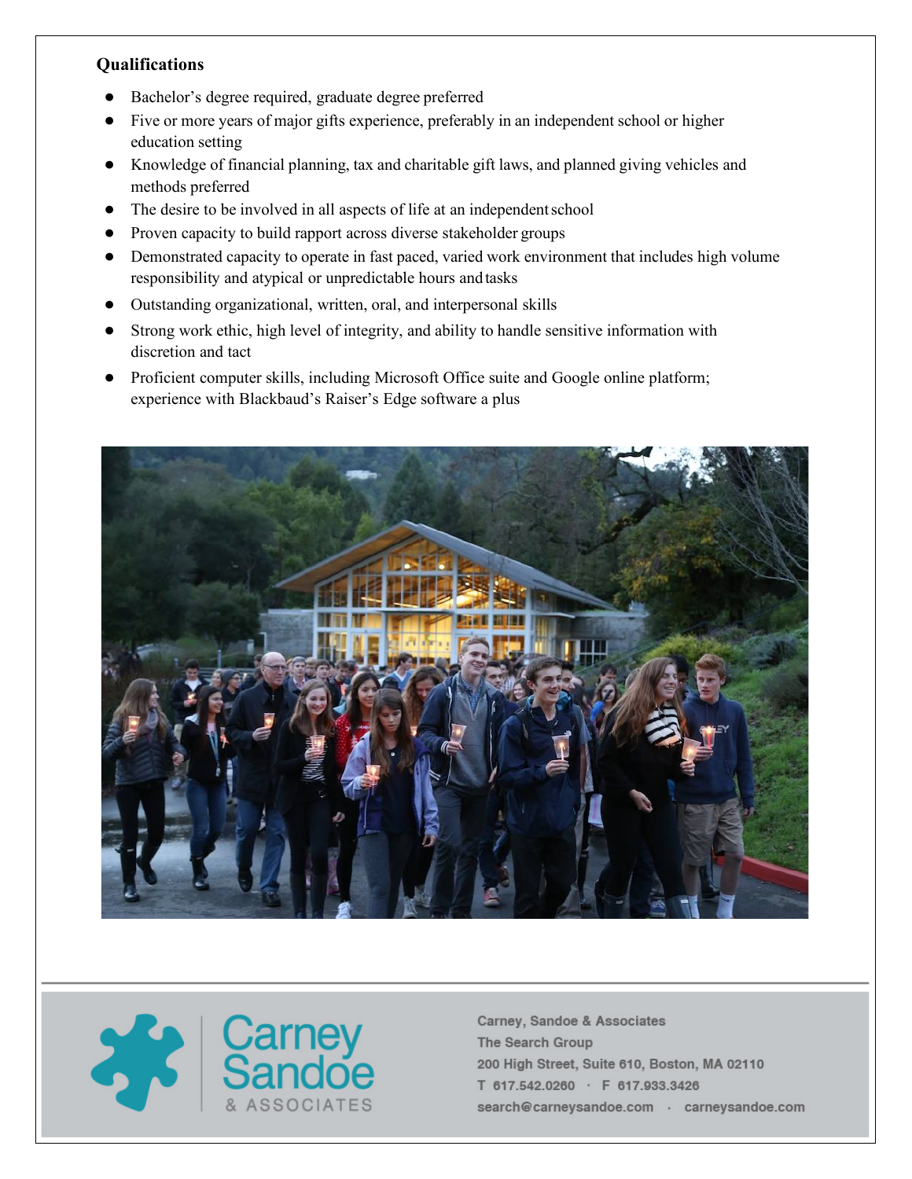### Qualifications

- Bachelor's degree required, graduate degree preferred
- Five or more years of major gifts experience, preferably in an independent school or higher education setting
- Knowledge of financial planning, tax and charitable gift laws, and planned giving vehicles and methods preferred
- The desire to be involved in all aspects of life at an independent school
- Proven capacity to build rapport across diverse stakeholder groups
- Demonstrated capacity to operate in fast paced, varied work environment that includes high volume responsibility and atypical or unpredictable hours and tasks
- Outstanding organizational, written, oral, and interpersonal skills
- Strong work ethic, high level of integrity, and ability to handle sensitive information with discretion and tact
- Proficient computer skills, including Microsoft Office suite and Google online platform; experience with Blackbaud's Raiser's Edge software a plus

Carney Sandoe & ASSOCIATES

Carney, Sandoe & Associates
The Search Group
200 High Street, Suite 610, Boston, MA 02110
T 617.542.0260 · F 617.933.3426
search@carneysandoe.com · carneysandoe.com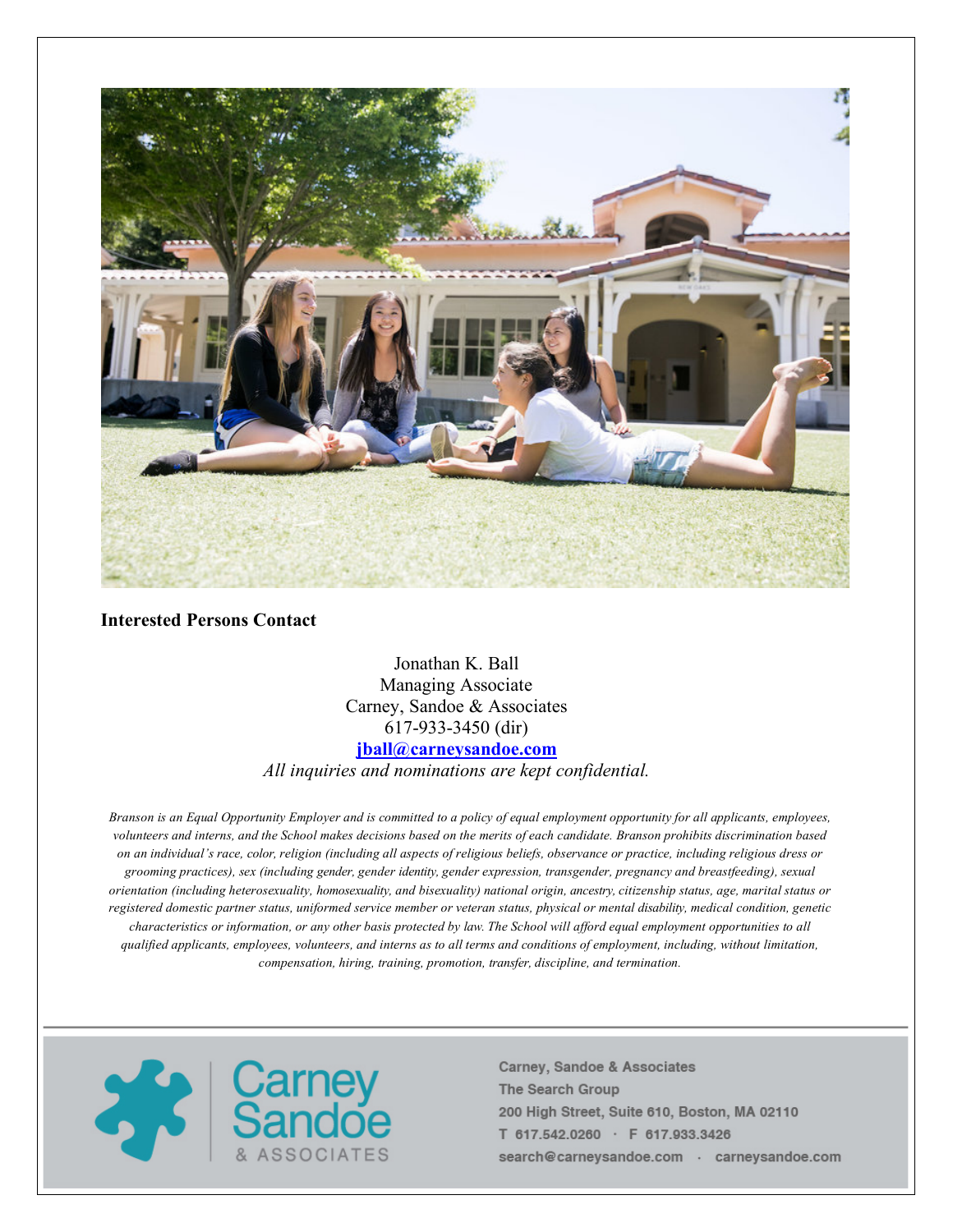**Interested Persons Contact**

Jonathan K. Ball
Managing Associate
Carney, Sandoe & Associates
617-933-3450 (dir)
**jball@carneysandoe.com**
*All inquiries and nominations are kept confidential.*

*Branson is an Equal Opportunity Employer and is committed to a policy of equal employment opportunity for all applicants, employees, volunteers and interns, and the School makes decisions based on the merits of each candidate. Branson prohibits discrimination based on an individual's race, color, religion (including all aspects of religious beliefs, observance or practice, including religious dress or grooming practices), sex (including gender, gender identity, gender expression, transgender, pregnancy and breastfeeding), sexual orientation (including heterosexuality, homosexuality, and bisexuality) national origin, ancestry, citizenship status, age, marital status or registered domestic partner status, uniformed service member or veteran status, physical or mental disability, medical condition, genetic characteristics or information, or any other basis protected by law. The School will afford equal employment opportunities to all qualified applicants, employees, volunteers, and interns as to all terms and conditions of employment, including, without limitation, compensation, hiring, training, promotion, transfer, discipline, and termination.*

Carney Sandoe & ASSOCIATES

Carney, Sandoe & Associates
The Search Group
200 High Street, Suite 610, Boston, MA 02110
T 617.542.0260 · F 617.933.3426
search@carneysandoe.com · carneysandoe.com